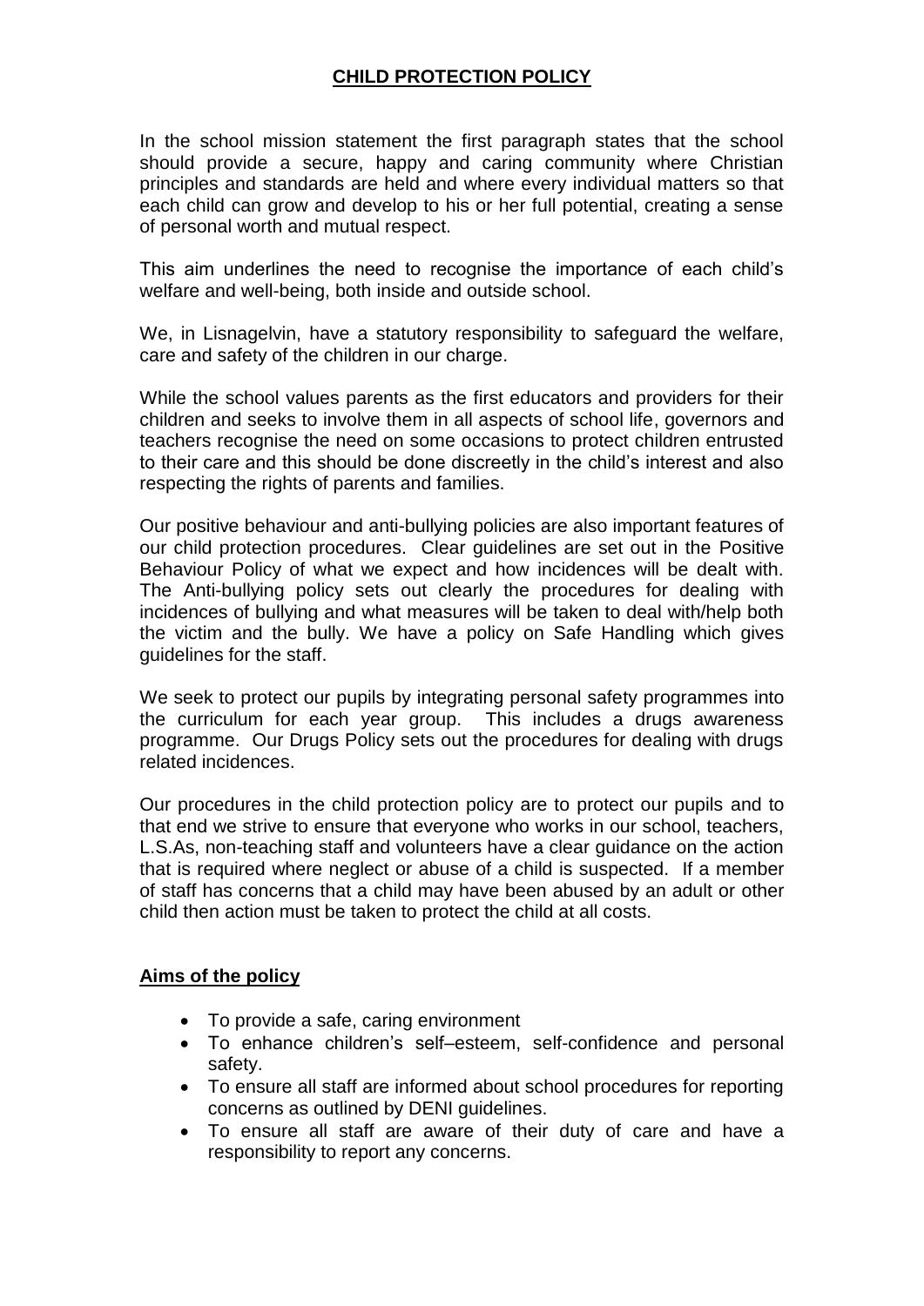# CHILD PROTECTION POLICY

In the school mission statement the first paragraph states that the school should provide a secure, happy and caring community where Christian principles and standards are held and where every individual matters so that each child can grow and develop to his or her full potential, creating a sense of personal worth and mutual respect.

This aim underlines the need to recognise the importance of each child's welfare and well-being, both inside and outside school.

We, in Lisnagelvin, have a statutory responsibility to safeguard the welfare, care and safety of the children in our charge.

While the school values parents as the first educators and providers for their children and seeks to involve them in all aspects of school life, governors and teachers recognise the need on some occasions to protect children entrusted to their care and this should be done discreetly in the child's interest and also respecting the rights of parents and families.

Our positive behaviour and anti-bullying policies are also important features of our child protection procedures. Clear guidelines are set out in the Positive Behaviour Policy of what we expect and how incidences will be dealt with. The Anti-bullying policy sets out clearly the procedures for dealing with incidences of bullying and what measures will be taken to deal with/help both the victim and the bully. We have a policy on Safe Handling which gives guidelines for the staff.

We seek to protect our pupils by integrating personal safety programmes into the curriculum for each year group. This includes a drugs awareness programme. Our Drugs Policy sets out the procedures for dealing with drugs related incidences.

Our procedures in the child protection policy are to protect our pupils and to that end we strive to ensure that everyone who works in our school, teachers, L.S.As, non-teaching staff and volunteers have a clear guidance on the action that is required where neglect or abuse of a child is suspected. If a member of staff has concerns that a child may have been abused by an adult or other child then action must be taken to protect the child at all costs.

## Aims of the policy

- To provide a safe, caring environment
- To enhance children's self–esteem, self-confidence and personal safety.
- To ensure all staff are informed about school procedures for reporting concerns as outlined by DENI guidelines.
- To ensure all staff are aware of their duty of care and have a responsibility to report any concerns.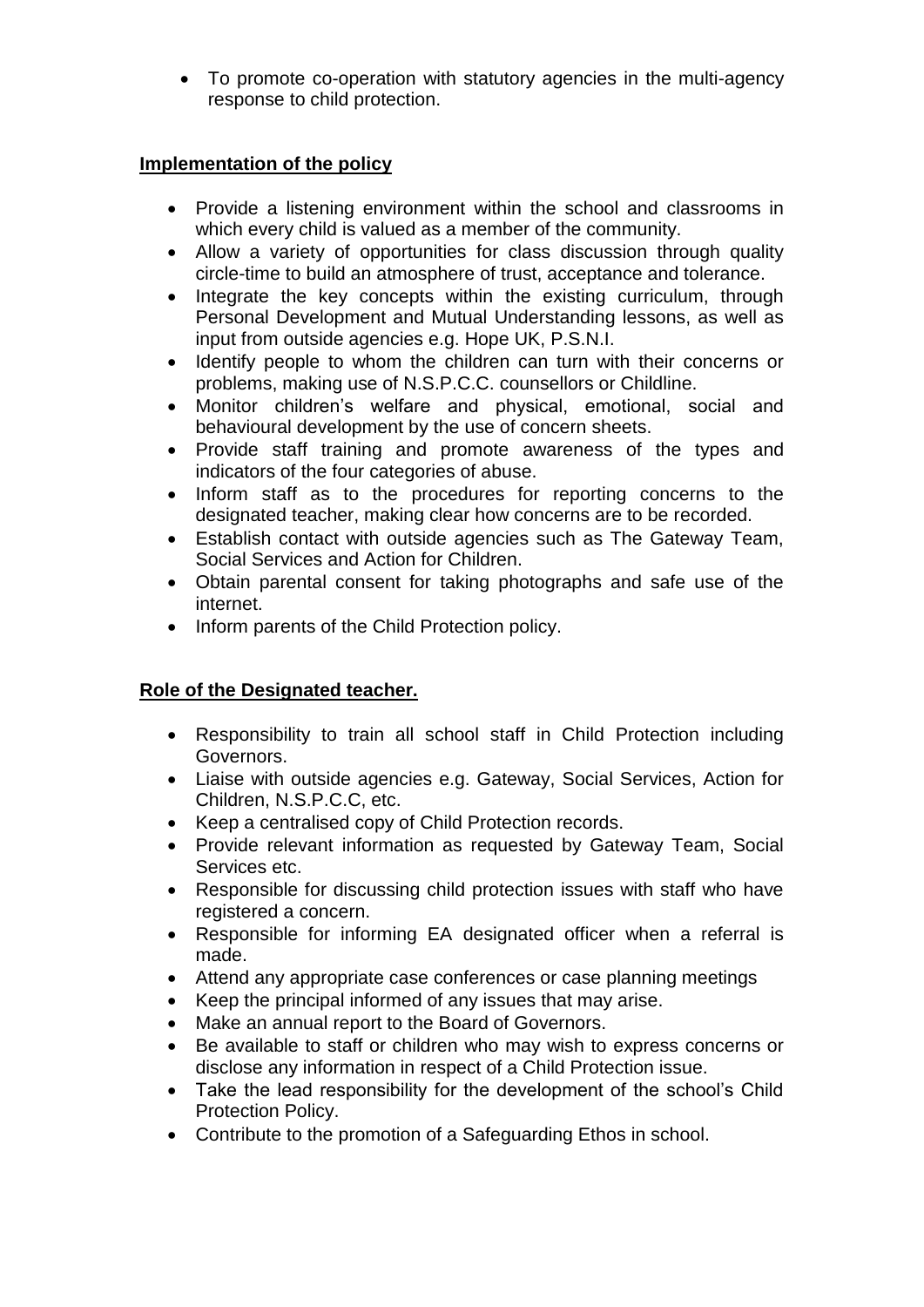- To promote co-operation with statutory agencies in the multi-agency response to child protection.

## Implementation of the policy

- Provide a listening environment within the school and classrooms in which every child is valued as a member of the community.
- Allow a variety of opportunities for class discussion through quality circle-time to build an atmosphere of trust, acceptance and tolerance.
- Integrate the key concepts within the existing curriculum, through Personal Development and Mutual Understanding lessons, as well as input from outside agencies e.g. Hope UK, P.S.N.I.
- Identify people to whom the children can turn with their concerns or problems, making use of N.S.P.C.C. counsellors or Childline.
- Monitor children's welfare and physical, emotional, social and behavioural development by the use of concern sheets.
- Provide staff training and promote awareness of the types and indicators of the four categories of abuse.
- Inform staff as to the procedures for reporting concerns to the designated teacher, making clear how concerns are to be recorded.
- Establish contact with outside agencies such as The Gateway Team, Social Services and Action for Children.
- Obtain parental consent for taking photographs and safe use of the internet.
- Inform parents of the Child Protection policy.

## Role of the Designated teacher.

- Responsibility to train all school staff in Child Protection including Governors.
- Liaise with outside agencies e.g. Gateway, Social Services, Action for Children, N.S.P.C.C, etc.
- Keep a centralised copy of Child Protection records.
- Provide relevant information as requested by Gateway Team, Social Services etc.
- Responsible for discussing child protection issues with staff who have registered a concern.
- Responsible for informing EA designated officer when a referral is made.
- Attend any appropriate case conferences or case planning meetings
- Keep the principal informed of any issues that may arise.
- Make an annual report to the Board of Governors.
- Be available to staff or children who may wish to express concerns or disclose any information in respect of a Child Protection issue.
- Take the lead responsibility for the development of the school's Child Protection Policy.
- Contribute to the promotion of a Safeguarding Ethos in school.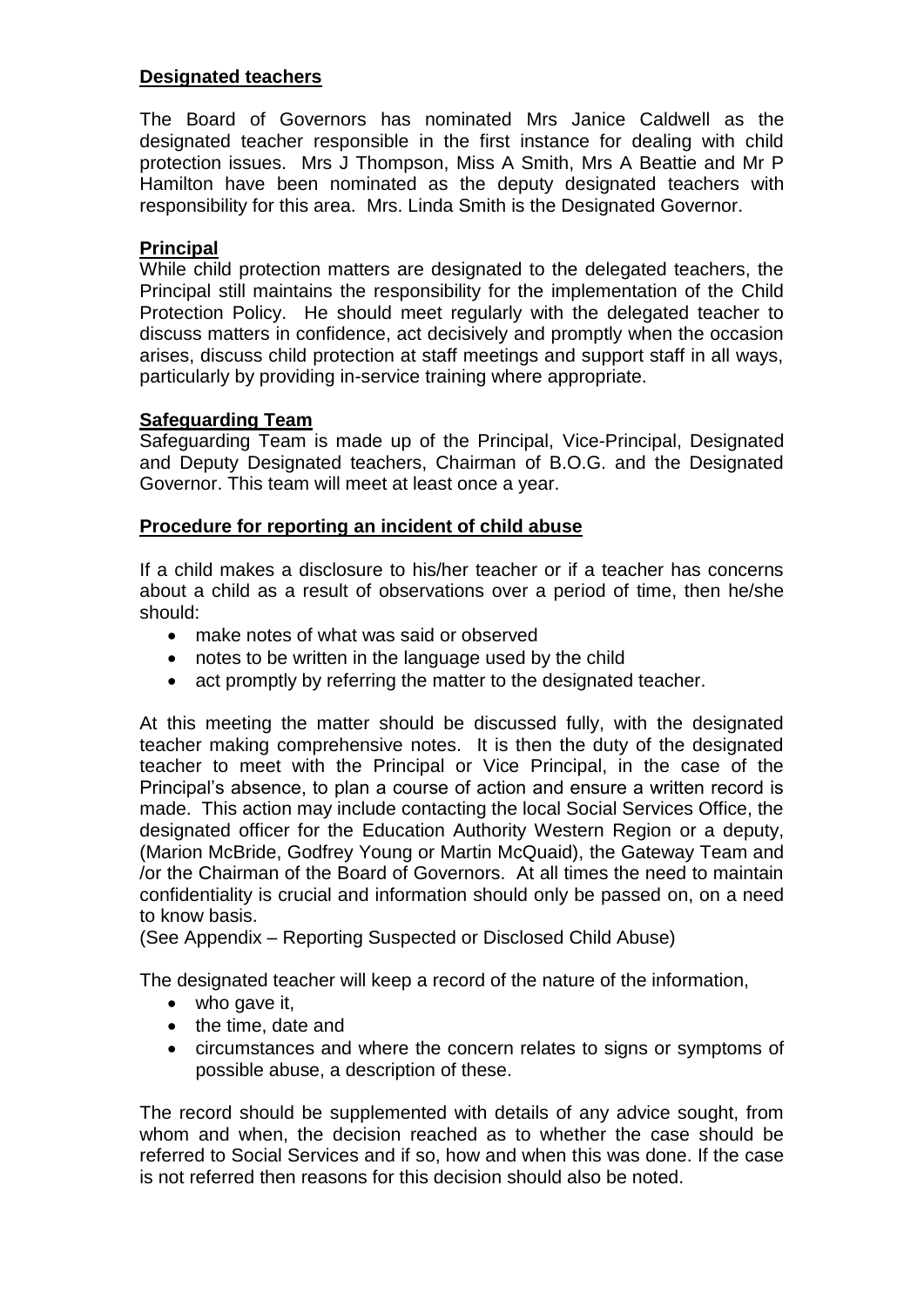**Designated teachers**

The Board of Governors has nominated Mrs Janice Caldwell as the designated teacher responsible in the first instance for dealing with child protection issues. Mrs J Thompson, Miss A Smith, Mrs A Beattie and Mr P Hamilton have been nominated as the deputy designated teachers with responsibility for this area. Mrs. Linda Smith is the Designated Governor.

**Principal**

While child protection matters are designated to the delegated teachers, the Principal still maintains the responsibility for the implementation of the Child Protection Policy. He should meet regularly with the delegated teacher to discuss matters in confidence, act decisively and promptly when the occasion arises, discuss child protection at staff meetings and support staff in all ways, particularly by providing in-service training where appropriate.

**Safeguarding Team**

Safeguarding Team is made up of the Principal, Vice-Principal, Designated and Deputy Designated teachers, Chairman of B.O.G. and the Designated Governor. This team will meet at least once a year.

**Procedure for reporting an incident of child abuse**

If a child makes a disclosure to his/her teacher or if a teacher has concerns about a child as a result of observations over a period of time, then he/she should:

- make notes of what was said or observed
- notes to be written in the language used by the child
- act promptly by referring the matter to the designated teacher.

At this meeting the matter should be discussed fully, with the designated teacher making comprehensive notes. It is then the duty of the designated teacher to meet with the Principal or Vice Principal, in the case of the Principal's absence, to plan a course of action and ensure a written record is made. This action may include contacting the local Social Services Office, the designated officer for the Education Authority Western Region or a deputy, (Marion McBride, Godfrey Young or Martin McQuaid), the Gateway Team and /or the Chairman of the Board of Governors. At all times the need to maintain confidentiality is crucial and information should only be passed on, on a need to know basis.
(See Appendix – Reporting Suspected or Disclosed Child Abuse)

The designated teacher will keep a record of the nature of the information,

- who gave it,
- the time, date and
- circumstances and where the concern relates to signs or symptoms of possible abuse, a description of these.

The record should be supplemented with details of any advice sought, from whom and when, the decision reached as to whether the case should be referred to Social Services and if so, how and when this was done. If the case is not referred then reasons for this decision should also be noted.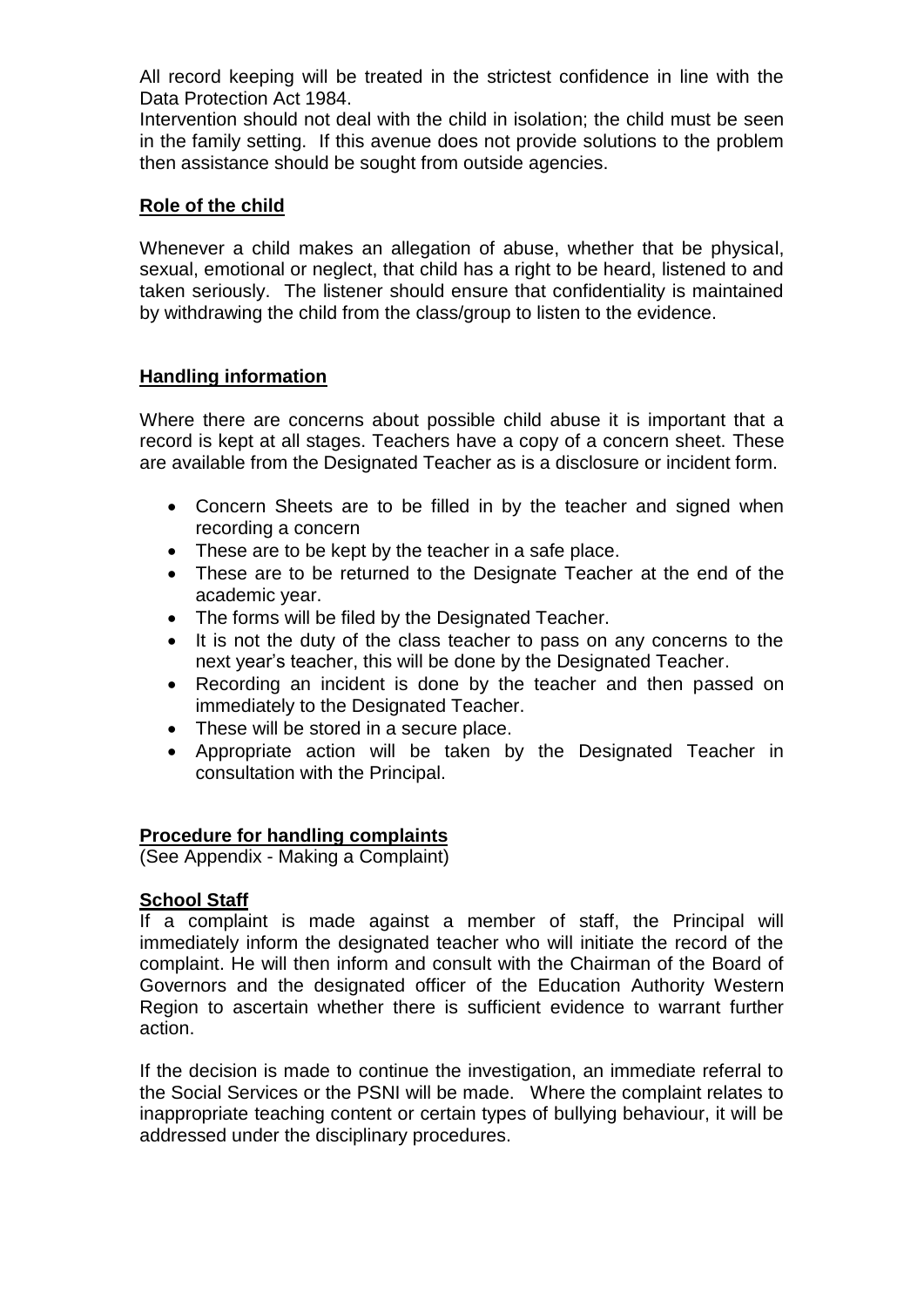All record keeping will be treated in the strictest confidence in line with the Data Protection Act 1984.

Intervention should not deal with the child in isolation; the child must be seen in the family setting. If this avenue does not provide solutions to the problem then assistance should be sought from outside agencies.

## Role of the child

Whenever a child makes an allegation of abuse, whether that be physical, sexual, emotional or neglect, that child has a right to be heard, listened to and taken seriously. The listener should ensure that confidentiality is maintained by withdrawing the child from the class/group to listen to the evidence.

## Handling information

Where there are concerns about possible child abuse it is important that a record is kept at all stages. Teachers have a copy of a concern sheet. These are available from the Designated Teacher as is a disclosure or incident form.

- Concern Sheets are to be filled in by the teacher and signed when recording a concern
- These are to be kept by the teacher in a safe place.
- These are to be returned to the Designate Teacher at the end of the academic year.
- The forms will be filed by the Designated Teacher.
- It is not the duty of the class teacher to pass on any concerns to the next year's teacher, this will be done by the Designated Teacher.
- Recording an incident is done by the teacher and then passed on immediately to the Designated Teacher.
- These will be stored in a secure place.
- Appropriate action will be taken by the Designated Teacher in consultation with the Principal.

## Procedure for handling complaints

(See Appendix - Making a Complaint)

## School Staff

If a complaint is made against a member of staff, the Principal will immediately inform the designated teacher who will initiate the record of the complaint. He will then inform and consult with the Chairman of the Board of Governors and the designated officer of the Education Authority Western Region to ascertain whether there is sufficient evidence to warrant further action.

If the decision is made to continue the investigation, an immediate referral to the Social Services or the PSNI will be made. Where the complaint relates to inappropriate teaching content or certain types of bullying behaviour, it will be addressed under the disciplinary procedures.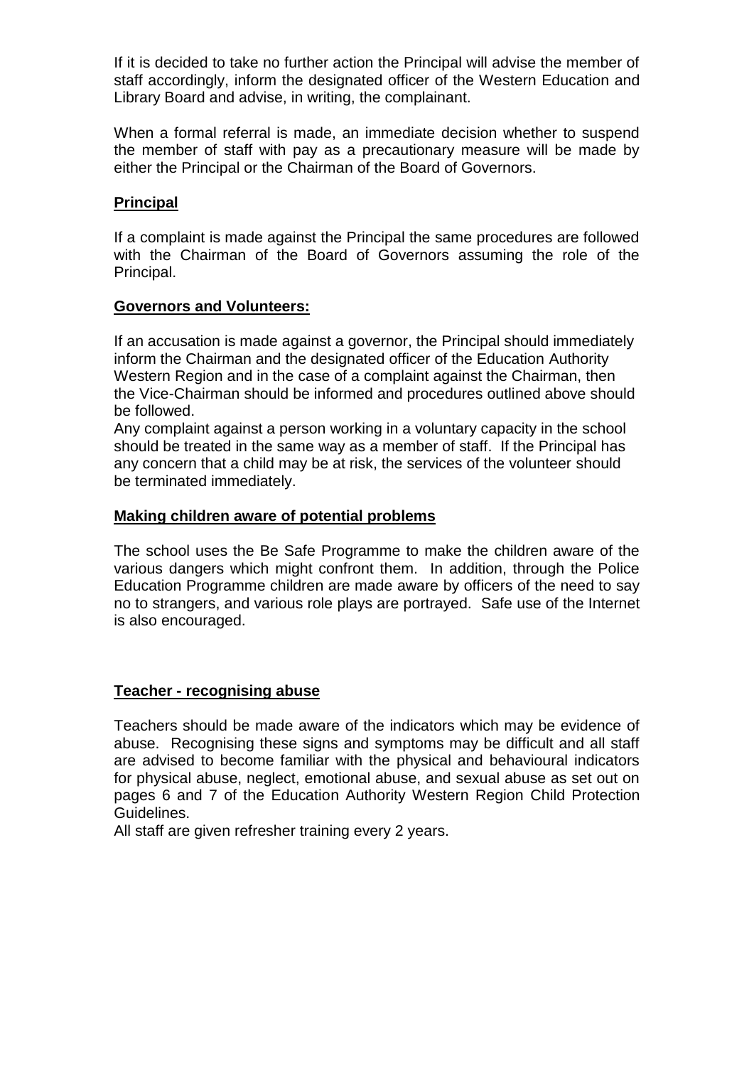If it is decided to take no further action the Principal will advise the member of staff accordingly, inform the designated officer of the Western Education and Library Board and advise, in writing, the complainant.

When a formal referral is made, an immediate decision whether to suspend the member of staff with pay as a precautionary measure will be made by either the Principal or the Chairman of the Board of Governors.

## Principal

If a complaint is made against the Principal the same procedures are followed with the Chairman of the Board of Governors assuming the role of the Principal.

## Governors and Volunteers:

If an accusation is made against a governor, the Principal should immediately inform the Chairman and the designated officer of the Education Authority Western Region and in the case of a complaint against the Chairman, then the Vice-Chairman should be informed and procedures outlined above should be followed.

Any complaint against a person working in a voluntary capacity in the school should be treated in the same way as a member of staff. If the Principal has any concern that a child may be at risk, the services of the volunteer should be terminated immediately.

## Making children aware of potential problems

The school uses the Be Safe Programme to make the children aware of the various dangers which might confront them. In addition, through the Police Education Programme children are made aware by officers of the need to say no to strangers, and various role plays are portrayed. Safe use of the Internet is also encouraged.

## Teacher - recognising abuse

Teachers should be made aware of the indicators which may be evidence of abuse. Recognising these signs and symptoms may be difficult and all staff are advised to become familiar with the physical and behavioural indicators for physical abuse, neglect, emotional abuse, and sexual abuse as set out on pages 6 and 7 of the Education Authority Western Region Child Protection Guidelines.

All staff are given refresher training every 2 years.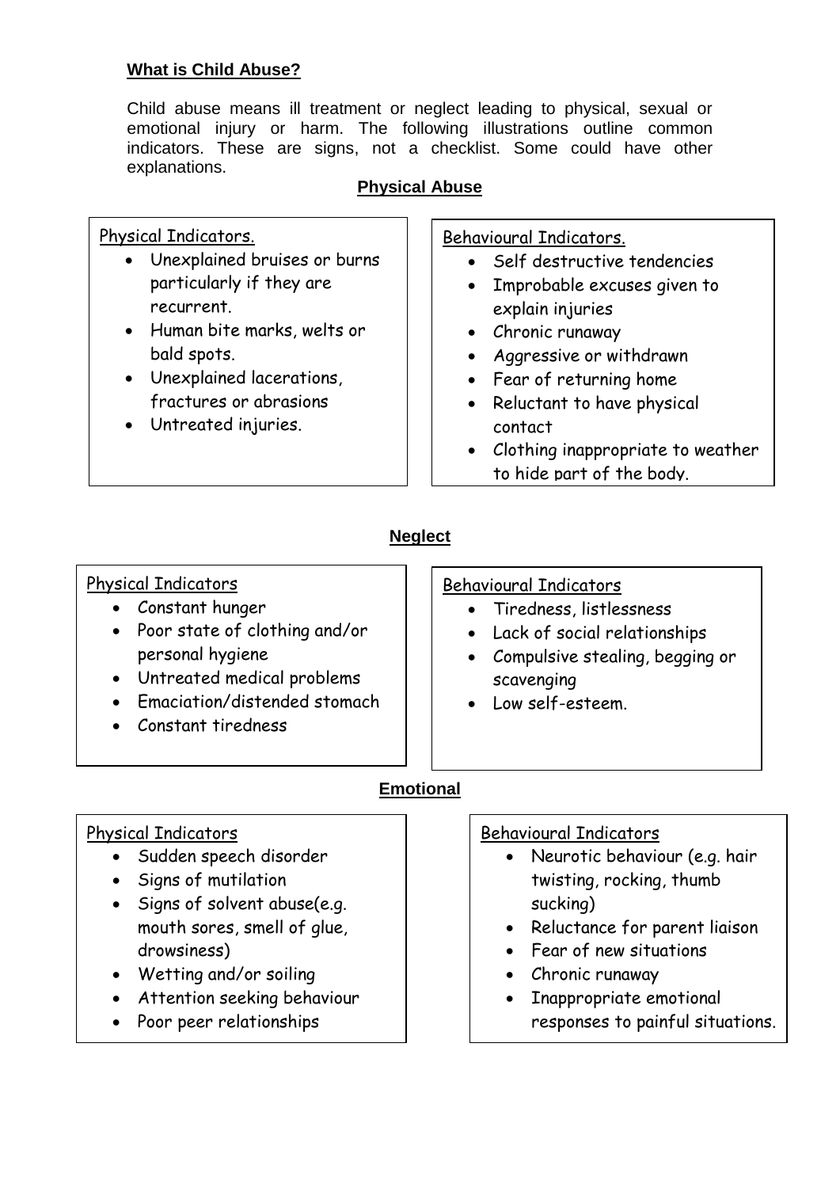## What is Child Abuse?

Child abuse means ill treatment or neglect leading to physical, sexual or emotional injury or harm. The following illustrations outline common indicators. These are signs, not a checklist. Some could have other explanations.

### Physical Abuse

Physical Indicators.

- Unexplained bruises or burns particularly if they are recurrent.
- Human bite marks, welts or bald spots.
- Unexplained lacerations, fractures or abrasions
- Untreated injuries.

Behavioural Indicators.

- Self destructive tendencies
- Improbable excuses given to explain injuries
- Chronic runaway
- Aggressive or withdrawn
- Fear of returning home
- Reluctant to have physical contact
- Clothing inappropriate to weather to hide part of the body.

### Neglect

Physical Indicators

- Constant hunger
- Poor state of clothing and/or personal hygiene
- Untreated medical problems
- Emaciation/distended stomach
- Constant tiredness

Behavioural Indicators

- Tiredness, listlessness
- Lack of social relationships
- Compulsive stealing, begging or scavenging
- Low self-esteem.

### Emotional

Physical Indicators

- Sudden speech disorder
- Signs of mutilation
- Signs of solvent abuse(e.g. mouth sores, smell of glue, drowsiness)
- Wetting and/or soiling
- Attention seeking behaviour
- Poor peer relationships

Behavioural Indicators

- Neurotic behaviour (e.g. hair twisting, rocking, thumb sucking)
- Reluctance for parent liaison
- Fear of new situations
- Chronic runaway
- Inappropriate emotional responses to painful situations.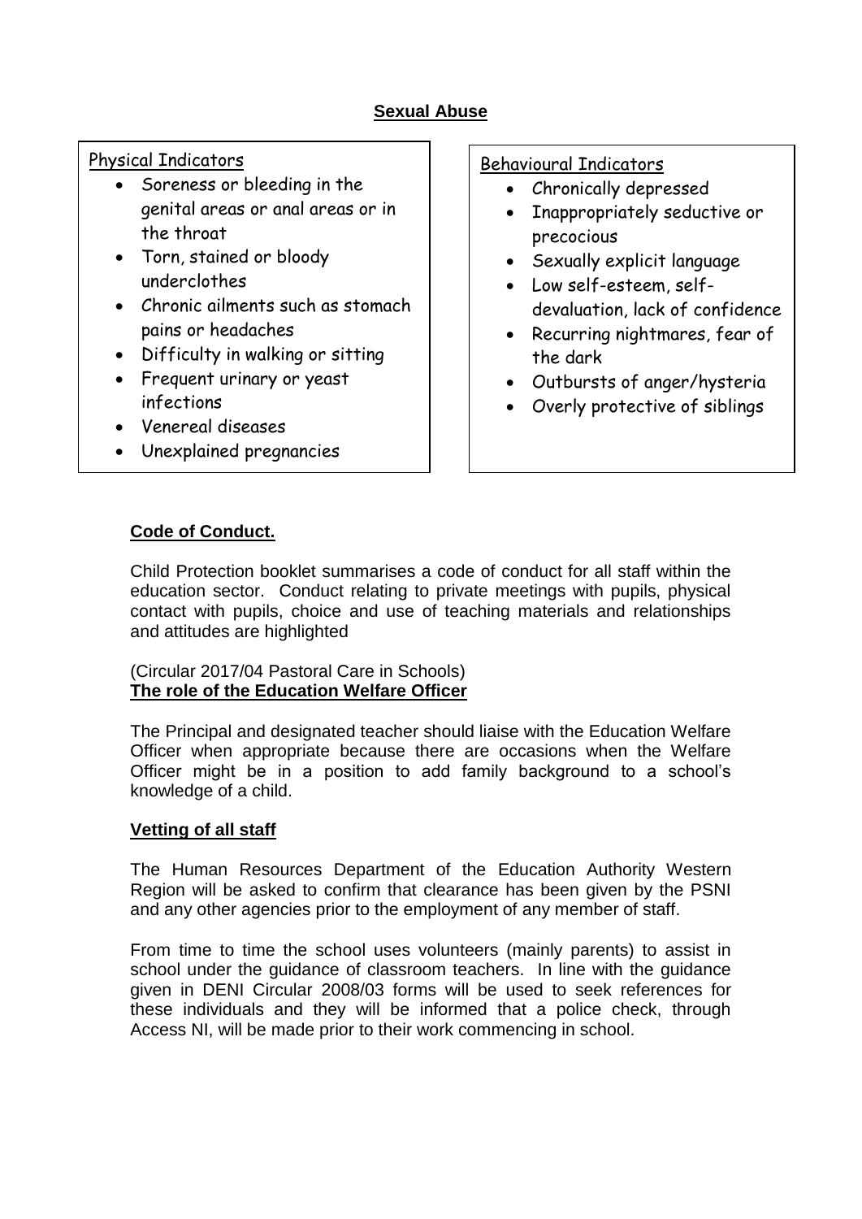## Sexual Abuse

Physical Indicators

- Soreness or bleeding in the genital areas or anal areas or in the throat
- Torn, stained or bloody underclothes
- Chronic ailments such as stomach pains or headaches
- Difficulty in walking or sitting
- Frequent urinary or yeast infections
- Venereal diseases
- Unexplained pregnancies

Behavioural Indicators

- Chronically depressed
- Inappropriately seductive or precocious
- Sexually explicit language
- Low self-esteem, self-devaluation, lack of confidence
- Recurring nightmares, fear of the dark
- Outbursts of anger/hysteria
- Overly protective of siblings

**Code of Conduct.**

Child Protection booklet summarises a code of conduct for all staff within the education sector. Conduct relating to private meetings with pupils, physical contact with pupils, choice and use of teaching materials and relationships and attitudes are highlighted

(Circular 2017/04 Pastoral Care in Schools)

**The role of the Education Welfare Officer**

The Principal and designated teacher should liaise with the Education Welfare Officer when appropriate because there are occasions when the Welfare Officer might be in a position to add family background to a school's knowledge of a child.

**Vetting of all staff**

The Human Resources Department of the Education Authority Western Region will be asked to confirm that clearance has been given by the PSNI and any other agencies prior to the employment of any member of staff.

From time to time the school uses volunteers (mainly parents) to assist in school under the guidance of classroom teachers. In line with the guidance given in DENI Circular 2008/03 forms will be used to seek references for these individuals and they will be informed that a police check, through Access NI, will be made prior to their work commencing in school.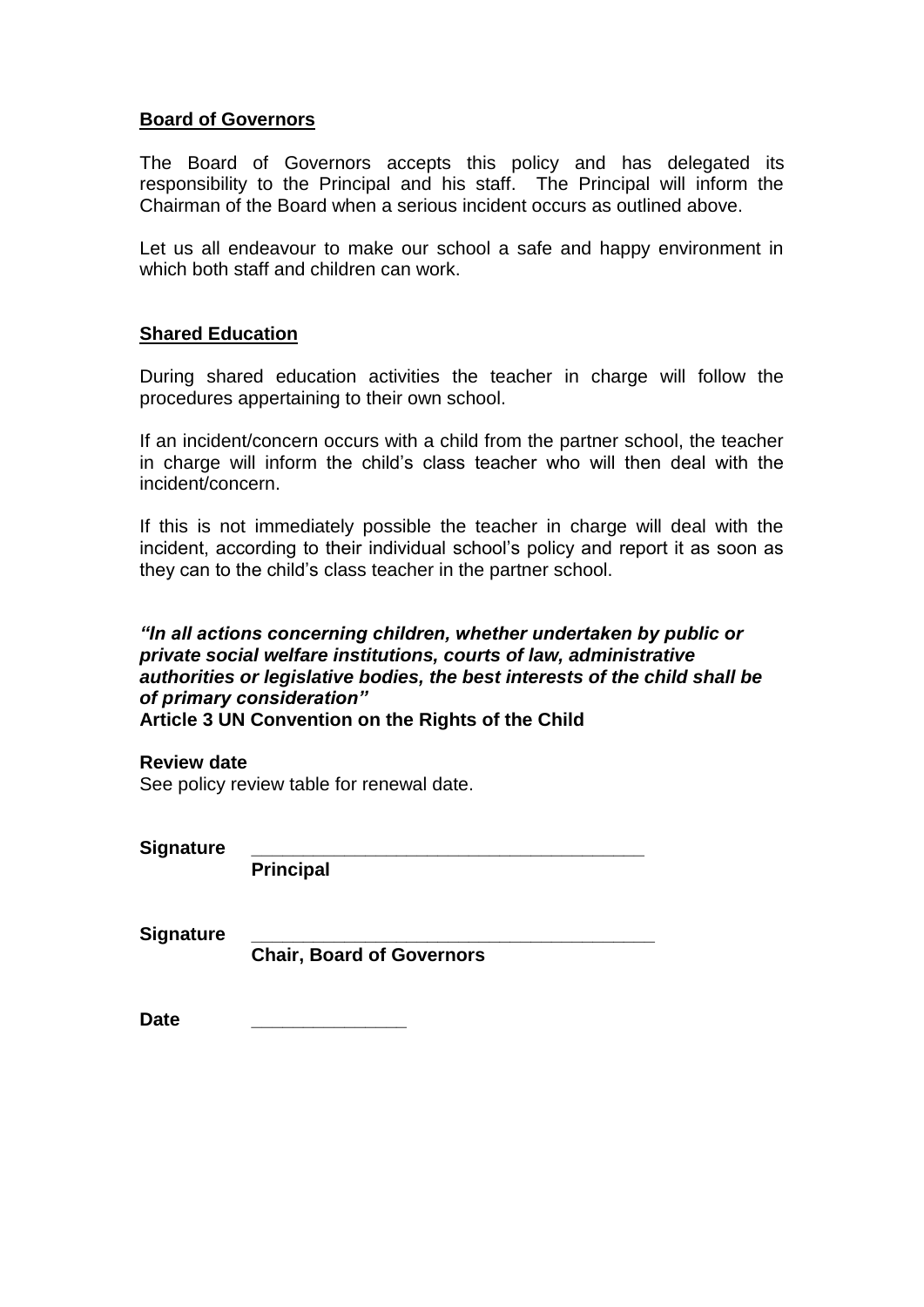**Board of Governors**

The Board of Governors accepts this policy and has delegated its responsibility to the Principal and his staff. The Principal will inform the Chairman of the Board when a serious incident occurs as outlined above.

Let us all endeavour to make our school a safe and happy environment in which both staff and children can work.

**Shared Education**

During shared education activities the teacher in charge will follow the procedures appertaining to their own school.

If an incident/concern occurs with a child from the partner school, the teacher in charge will inform the child's class teacher who will then deal with the incident/concern.

If this is not immediately possible the teacher in charge will deal with the incident, according to their individual school's policy and report it as soon as they can to the child's class teacher in the partner school.

***"In all actions concerning children, whether undertaken by public or private social welfare institutions, courts of law, administrative authorities or legislative bodies, the best interests of the child shall be of primary consideration"***
**Article 3 UN Convention on the Rights of the Child**

**Review date**
See policy review table for renewal date.

**Signature** ______________________________________
**Principal**

**Signature** ________________________________________
**Chair, Board of Governors**

**Date** _______________